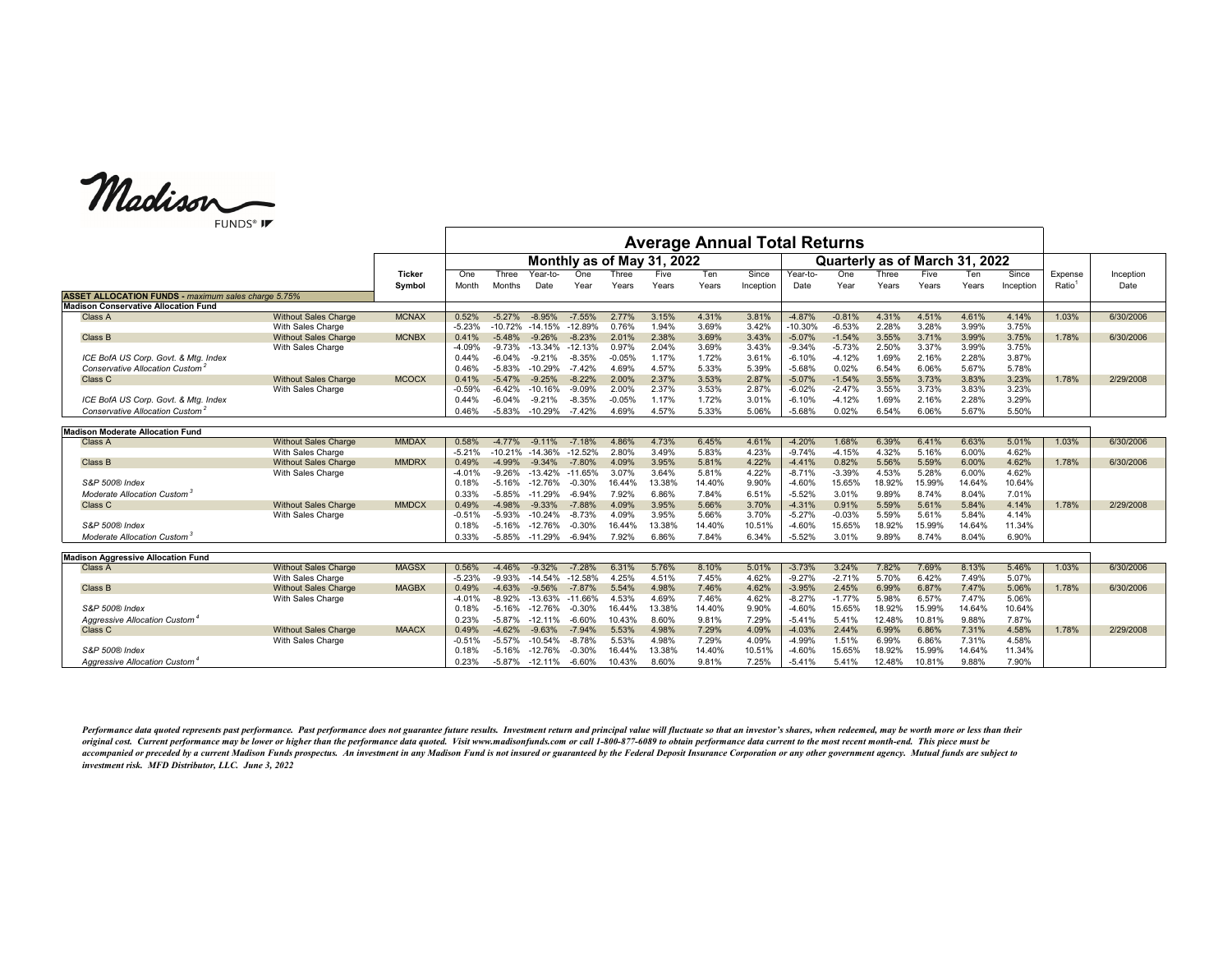Madison FUNDS®

| | | | Average Annual Total Returns | | | | | | | | | | | | | | | | |
|---|---|---|---|---|---|---|---|---|---|---|---|---|---|---|---|---|---|---|---|
| | | | Monthly as of May 31, 2022 | | | | | | | | Quarterly as of March 31, 2022 | | | | | | | |
| | | Ticker Symbol | One Month | Three Months | Year-to-Date | One Year | Three Years | Five Years | Ten Years | Since Inception | Year-to-Date | One Year | Three Years | Five Years | Ten Years | Since Inception | Expense Ratio[1] | Inception Date |
| **ASSET ALLOCATION FUNDS -** *maximum sales charge 5.75%* | | | | | | | | | | | | | | | | | | |
| **Madison Conservative Allocation Fund** | | | | | | | | | | | | | | | | | | |
| Class A | Without Sales Charge | MCNAX | 0.52% | -5.27% | -8.95% | -7.55% | 2.77% | 3.15% | 4.31% | 3.81% | -4.87% | -0.81% | 4.31% | 4.51% | 4.61% | 4.14% | 1.03% | 6/30/2006 |
| | With Sales Charge | | -5.23% | -10.72% | -14.15% | -12.89% | 0.76% | 1.94% | 3.69% | 3.42% | -10.30% | -6.53% | 2.28% | 3.28% | 3.99% | 3.75% | | |
| Class B | Without Sales Charge | MCNBX | 0.41% | -5.48% | -9.26% | -8.23% | 2.01% | 2.38% | 3.69% | 3.43% | -5.07% | -1.54% | 3.55% | 3.71% | 3.99% | 3.75% | 1.78% | 6/30/2006 |
| | With Sales Charge | | -4.09% | -9.73% | -13.34% | -12.13% | 0.97% | 2.04% | 3.69% | 3.43% | -9.34% | -5.73% | 2.50% | 3.37% | 3.99% | 3.75% | | |
| *ICE BofA US Corp. Govt. & Mtg. Index* | | | 0.44% | -6.04% | -9.21% | -8.35% | -0.05% | 1.17% | 1.72% | 3.61% | -6.10% | -4.12% | 1.69% | 2.16% | 2.28% | 3.87% | | |
| *Conservative Allocation Custom[2]* | | | 0.46% | -5.83% | -10.29% | -7.42% | 4.69% | 4.57% | 5.33% | 5.39% | -5.68% | 0.02% | 6.54% | 6.06% | 5.67% | 5.78% | | |
| Class C | Without Sales Charge | MCOCX | 0.41% | -5.47% | -9.25% | -8.22% | 2.00% | 2.37% | 3.53% | 2.87% | -5.07% | -1.54% | 3.55% | 3.73% | 3.83% | 3.23% | 1.78% | 2/29/2008 |
| | With Sales Charge | | -0.59% | -6.42% | -10.16% | -9.09% | 2.00% | 2.37% | 3.53% | 2.87% | -6.02% | -2.47% | 3.55% | 3.73% | 3.83% | 3.23% | | |
| *ICE BofA US Corp. Govt. & Mtg. Index* | | | 0.44% | -6.04% | -9.21% | -8.35% | -0.05% | 1.17% | 1.72% | 3.01% | -6.10% | -4.12% | 1.69% | 2.16% | 2.28% | 3.29% | | |
| *Conservative Allocation Custom[2]* | | | 0.46% | -5.83% | -10.29% | -7.42% | 4.69% | 4.57% | 5.33% | 5.06% | -5.68% | 0.02% | 6.54% | 6.06% | 5.67% | 5.50% | | |
| **Madison Moderate Allocation Fund** | | | | | | | | | | | | | | | | | | |
| Class A | Without Sales Charge | MMDAX | 0.58% | -4.77% | -9.11% | -7.18% | 4.86% | 4.73% | 6.45% | 4.61% | -4.20% | 1.68% | 6.39% | 6.41% | 6.63% | 5.01% | 1.03% | 6/30/2006 |
| | With Sales Charge | | -5.21% | -10.21% | -14.36% | -12.52% | 2.80% | 3.49% | 5.83% | 4.23% | -9.74% | -4.15% | 4.32% | 5.16% | 6.00% | 4.62% | | |
| Class B | Without Sales Charge | MMDRX | 0.49% | -4.99% | -9.34% | -7.80% | 4.09% | 3.95% | 5.81% | 4.22% | -4.41% | 0.82% | 5.56% | 5.59% | 6.00% | 4.62% | 1.78% | 6/30/2006 |
| | With Sales Charge | | -4.01% | -9.26% | -13.42% | -11.65% | 3.07% | 3.64% | 5.81% | 4.22% | -8.71% | -3.39% | 4.53% | 5.28% | 6.00% | 4.62% | | |
| *S&P 500® Index* | | | 0.18% | -5.16% | -12.76% | -0.30% | 16.44% | 13.38% | 14.40% | 9.90% | -4.60% | 15.65% | 18.92% | 15.99% | 14.64% | 10.64% | | |
| *Moderate Allocation Custom[3]* | | | 0.33% | -5.85% | -11.29% | -6.94% | 7.92% | 6.86% | 7.84% | 6.51% | -5.52% | 3.01% | 9.89% | 8.74% | 8.04% | 7.01% | | |
| Class C | Without Sales Charge | MMDCX | 0.49% | -4.98% | -9.33% | -7.88% | 4.09% | 3.95% | 5.66% | 3.70% | -4.31% | 0.91% | 5.59% | 5.61% | 5.84% | 4.14% | 1.78% | 2/29/2008 |
| | With Sales Charge | | -0.51% | -5.93% | -10.24% | -8.73% | 4.09% | 3.95% | 5.66% | 3.70% | -5.27% | -0.03% | 5.59% | 5.61% | 5.84% | 4.14% | | |
| *S&P 500® Index* | | | 0.18% | -5.16% | -12.76% | -0.30% | 16.44% | 13.38% | 14.40% | 10.51% | -4.60% | 15.65% | 18.92% | 15.99% | 14.64% | 11.34% | | |
| *Moderate Allocation Custom[3]* | | | 0.33% | -5.85% | -11.29% | -6.94% | 7.92% | 6.86% | 7.84% | 6.34% | -5.52% | 3.01% | 9.89% | 8.74% | 8.04% | 6.90% | | |
| **Madison Aggressive Allocation Fund** | | | | | | | | | | | | | | | | | | |
| Class A | Without Sales Charge | MAGSX | 0.56% | -4.46% | -9.32% | -7.28% | 6.31% | 5.76% | 8.10% | 5.01% | -3.73% | 3.24% | 7.82% | 7.69% | 8.13% | 5.46% | 1.03% | 6/30/2006 |
| | With Sales Charge | | -5.23% | -9.93% | -14.54% | -12.58% | 4.25% | 4.51% | 7.45% | 4.62% | -9.27% | -2.71% | 5.70% | 6.42% | 7.49% | 5.07% | | |
| Class B | Without Sales Charge | MAGBX | 0.49% | -4.63% | -9.56% | -7.87% | 5.54% | 4.98% | 7.46% | 4.62% | -3.95% | 2.45% | 6.99% | 6.87% | 7.47% | 5.06% | 1.78% | 6/30/2006 |
| | With Sales Charge | | -4.01% | -8.92% | -13.63% | -11.66% | 4.53% | 4.69% | 7.46% | 4.62% | -8.27% | -1.77% | 5.98% | 6.57% | 7.47% | 5.06% | | |
| *S&P 500® Index* | | | 0.18% | -5.16% | -12.76% | -0.30% | 16.44% | 13.38% | 14.40% | 9.90% | -4.60% | 15.65% | 18.92% | 15.99% | 14.64% | 10.64% | | |
| *Aggressive Allocation Custom[4]* | | | 0.23% | -5.87% | -12.11% | -6.60% | 10.43% | 8.60% | 9.81% | 7.29% | -5.41% | 5.41% | 12.48% | 10.81% | 9.88% | 7.87% | | |
| Class C | Without Sales Charge | MAACX | 0.49% | -4.62% | -9.63% | -7.94% | 5.53% | 4.98% | 7.29% | 4.09% | -4.03% | 2.44% | 6.99% | 6.86% | 7.31% | 4.58% | 1.78% | 2/29/2008 |
| | With Sales Charge | | -0.51% | -5.57% | -10.54% | -8.78% | 5.53% | 4.98% | 7.29% | 4.09% | -4.99% | 1.51% | 6.99% | 6.86% | 7.31% | 4.58% | | |
| *S&P 500® Index* | | | 0.18% | -5.16% | -12.76% | -0.30% | 16.44% | 13.38% | 14.40% | 10.51% | -4.60% | 15.65% | 18.92% | 15.99% | 14.64% | 11.34% | | |
| *Aggressive Allocation Custom[4]* | | | 0.23% | -5.87% | -12.11% | -6.60% | 10.43% | 8.60% | 9.81% | 7.25% | -5.41% | 5.41% | 12.48% | 10.81% | 9.88% | 7.90% | | |

***Performance data quoted represents past performance. Past performance does not guarantee future results. Investment return and principal value will fluctuate so that an investor's shares, when redeemed, may be worth more or less than their original cost. Current performance may be lower or higher than the performance data quoted. Visit www.madisonfunds.com or call 1-800-877-6089 to obtain performance data current to the most recent month-end. This piece must be accompanied or preceded by a current Madison Funds prospectus. An investment in any Madison Fund is not insured or guaranteed by the Federal Deposit Insurance Corporation or any other government agency. Mutual funds are subject to investment risk. MFD Distributor, LLC. June 3, 2022***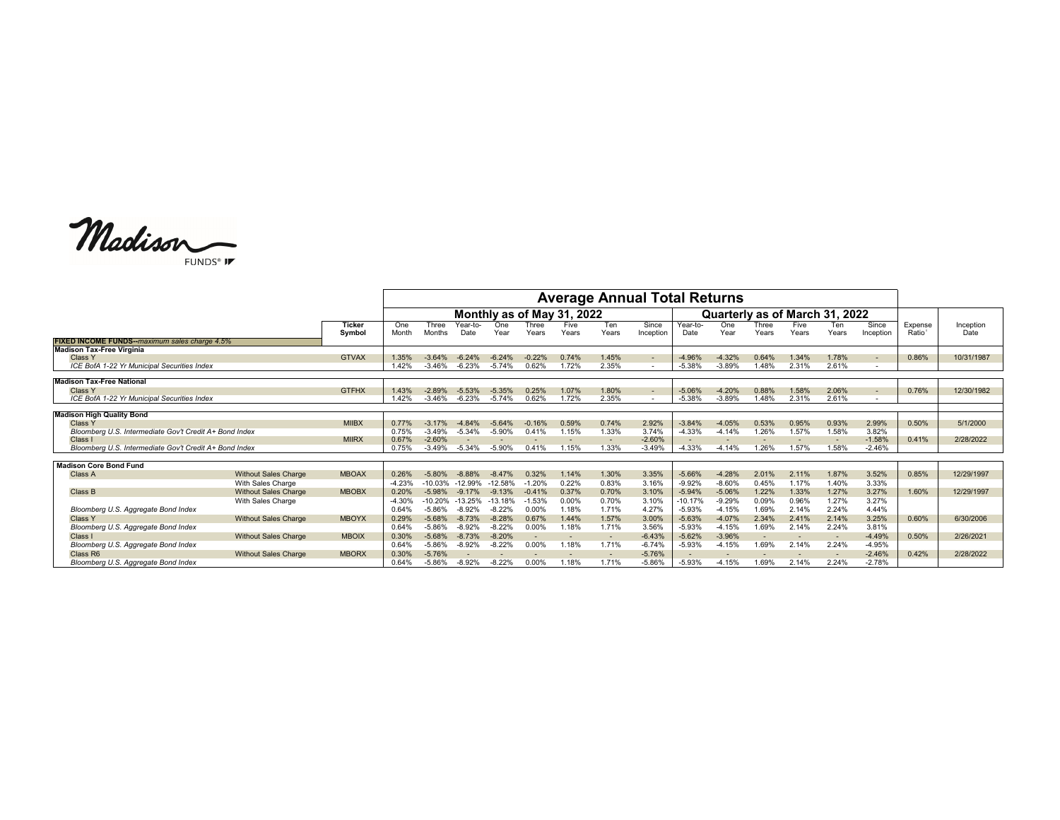Madison FUNDS®

| | | Ticker Symbol | Average Annual Total Returns | | | | | | | | Quarterly as of March 31, 2022 | | | | | | Expense Ratio[1] | Inception Date |
|---|---|---|---|---|---|---|---|---|---|---|---|---|---|---|---|---|---|---|
| | | | **Monthly as of May 31, 2022** | | | | | | | | | | | | | | | |
| | | | One Month | Three Months | Year-to-Date | One Year | Three Years | Five Years | Ten Years | Since Inception | Year-to-Date | One Year | Three Years | Five Years | Ten Years | Since Inception | | |
| **FIXED INCOME FUNDS--*maximum sales charge 4.5%*** | | | | | | | | | | | | | | | | | | |
| **Madison Tax-Free Virginia** | | | | | | | | | | | | | | | | | | |
| Class Y | | GTVAX | 1.35% | -3.64% | -6.24% | -6.24% | -0.22% | 0.74% | 1.45% | - | -4.96% | -4.32% | 0.64% | 1.34% | 1.78% | - | 0.86% | 10/31/1987 |
| *ICE BofA 1-22 Yr Municipal Securities Index* | | | 1.42% | -3.46% | -6.23% | -5.74% | 0.62% | 1.72% | 2.35% | - | -5.38% | -3.89% | 1.48% | 2.31% | 2.61% | - | | |
| **Madison Tax-Free National** | | | | | | | | | | | | | | | | | | |
| Class Y | | GTFHX | 1.43% | -2.89% | -5.53% | -5.35% | 0.25% | 1.07% | 1.80% | - | -5.06% | -4.20% | 0.88% | 1.58% | 2.06% | - | 0.76% | 12/30/1982 |
| *ICE BofA 1-22 Yr Municipal Securities Index* | | | 1.42% | -3.46% | -6.23% | -5.74% | 0.62% | 1.72% | 2.35% | - | -5.38% | -3.89% | 1.48% | 2.31% | 2.61% | - | | |
| **Madison High Quality Bond** | | | | | | | | | | | | | | | | | | |
| Class Y | | MIIBX | 0.77% | -3.17% | -4.84% | -5.64% | -0.16% | 0.59% | 0.74% | 2.92% | -3.84% | -4.05% | 0.53% | 0.95% | 0.93% | 2.99% | 0.50% | 5/1/2000 |
| *Bloomberg U.S. Intermediate Gov't Credit A+ Bond Index* | | | 0.75% | -3.49% | -5.34% | -5.90% | 0.41% | 1.15% | 1.33% | 3.74% | -4.33% | -4.14% | 1.26% | 1.57% | 1.58% | 3.82% | | |
| Class I | | MIIRX | 0.67% | -2.60% | - | - | - | - | - | -2.60% | - | - | - | - | - | -1.58% | 0.41% | 2/28/2022 |
| *Bloomberg U.S. Intermediate Gov't Credit A+ Bond Index* | | | 0.75% | -3.49% | -5.34% | -5.90% | 0.41% | 1.15% | 1.33% | -3.49% | -4.33% | -4.14% | 1.26% | 1.57% | 1.58% | -2.46% | | |
| **Madison Core Bond Fund** | | | | | | | | | | | | | | | | | | |
| Class A | Without Sales Charge | MBOAX | 0.26% | -5.80% | -8.88% | -8.47% | 0.32% | 1.14% | 1.30% | 3.35% | -5.66% | -4.28% | 2.01% | 2.11% | 1.87% | 3.52% | 0.85% | 12/29/1997 |
| | With Sales Charge | | -4.23% | -10.03% | -12.99% | -12.58% | -1.20% | 0.22% | 0.83% | 3.16% | -9.92% | -8.60% | 0.45% | 1.17% | 1.40% | 3.33% | | |
| Class B | Without Sales Charge | MBOBX | 0.20% | -5.98% | -9.17% | -9.13% | -0.41% | 0.37% | 0.70% | 3.10% | -5.94% | -5.06% | 1.22% | 1.33% | 1.27% | 3.27% | 1.60% | 12/29/1997 |
| | With Sales Charge | | -4.30% | -10.20% | -13.25% | -13.18% | -1.53% | 0.00% | 0.70% | 3.10% | -10.17% | -9.29% | 0.09% | 0.96% | 1.27% | 3.27% | | |
| *Bloomberg U.S. Aggregate Bond Index* | | | 0.64% | -5.86% | -8.92% | -8.22% | 0.00% | 1.18% | 1.71% | 4.27% | -5.93% | -4.15% | 1.69% | 2.14% | 2.24% | 4.44% | | |
| Class Y | Without Sales Charge | MBOYX | 0.29% | -5.68% | -8.73% | -8.28% | 0.67% | 1.44% | 1.57% | 3.00% | -5.63% | -4.07% | 2.34% | 2.41% | 2.14% | 3.25% | 0.60% | 6/30/2006 |
| *Bloomberg U.S. Aggregate Bond Index* | | | 0.64% | -5.86% | -8.92% | -8.22% | 0.00% | 1.18% | 1.71% | 3.56% | -5.93% | -4.15% | 1.69% | 2.14% | 2.24% | 3.81% | | |
| Class I | Without Sales Charge | MBOIX | 0.30% | -5.68% | -8.73% | -8.20% | - | - | - | -6.43% | -5.62% | -3.96% | - | - | - | -4.49% | 0.50% | 2/26/2021 |
| *Bloomberg U.S. Aggregate Bond Index* | | | 0.64% | -5.86% | -8.92% | -8.22% | 0.00% | 1.18% | 1.71% | -6.74% | -5.93% | -4.15% | 1.69% | 2.14% | 2.24% | -4.95% | | |
| Class R6 | Without Sales Charge | MBORX | 0.30% | -5.76% | - | - | - | - | - | -5.76% | - | - | - | - | - | -2.46% | 0.42% | 2/28/2022 |
| *Bloomberg U.S. Aggregate Bond Index* | | | 0.64% | -5.86% | -8.92% | -8.22% | 0.00% | 1.18% | 1.71% | -5.86% | -5.93% | -4.15% | 1.69% | 2.14% | 2.24% | -2.78% | | |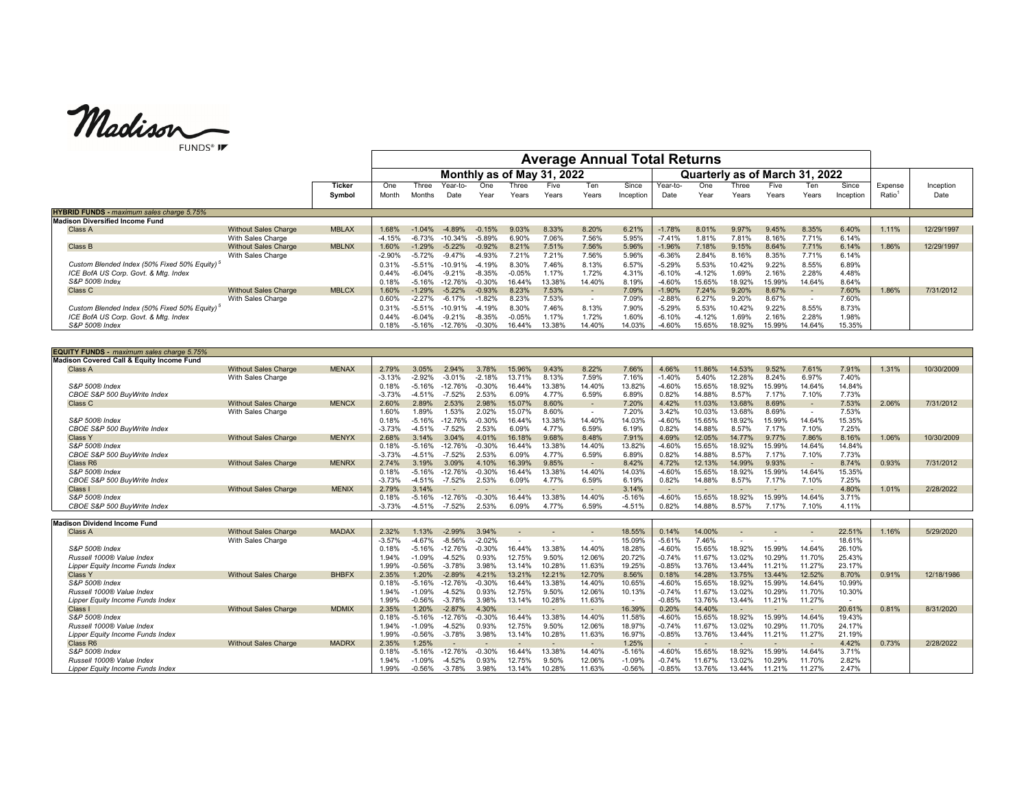Madison FUNDS®

| | | | Average Annual Total Returns | | | | | | | | | | | | | | | | |
|---|---|---|---|---|---|---|---|---|---|---|---|---|---|---|---|---|---|---|---|
| | | | Monthly as of May 31, 2022 | | | | | | | | Quarterly as of March 31, 2022 | | | | | | | | |
| | | Ticker Symbol | One Month | Three Months | Year-to-Date | One Year | Three Years | Five Years | Ten Years | Since Inception | Year-to-Date | One Year | Three Years | Five Years | Ten Years | Since Inception | Expense Ratio[1] | Inception Date |
| **HYBRID FUNDS - *maximum sales charge 5.75%*** | | | | | | | | | | | | | | | | | | | |
| **Madison Diversified Income Fund** | | | | | | | | | | | | | | | | | | | |
| Class A | Without Sales Charge | MBLAX | 1.68% | -1.04% | -4.89% | -0.15% | 9.03% | 8.33% | 8.20% | 6.21% | -1.78% | 8.01% | 9.97% | 9.45% | 8.35% | 6.40% | 1.11% | 12/29/1997 |
| | With Sales Charge | | -4.15% | -6.73% | -10.34% | -5.89% | 6.90% | 7.06% | 7.56% | 5.95% | -7.41% | 1.81% | 7.81% | 8.16% | 7.71% | 6.14% | | |
| Class B | Without Sales Charge | MBLNX | 1.60% | -1.29% | -5.22% | -0.92% | 8.21% | 7.51% | 7.56% | 5.96% | -1.96% | 7.18% | 9.15% | 8.64% | 7.71% | 6.14% | 1.86% | 12/29/1997 |
| | With Sales Charge | | -2.90% | -5.72% | -9.47% | -4.93% | 7.21% | 7.21% | 7.56% | 5.96% | -6.36% | 2.84% | 8.16% | 8.35% | 7.71% | 6.14% | | |
| *Custom Blended Index (50% Fixed 50% Equity)[5]* | | | 0.31% | -5.51% | -10.91% | -4.19% | 8.30% | 7.46% | 8.13% | 6.57% | -5.29% | 5.53% | 10.42% | 9.22% | 8.55% | 6.89% | | |
| *ICE BofA US Corp. Govt. & Mtg. Index* | | | 0.44% | -6.04% | -9.21% | -8.35% | -0.05% | 1.17% | 1.72% | 4.31% | -6.10% | -4.12% | 1.69% | 2.16% | 2.28% | 4.48% | | |
| *S&P 500® Index* | | | 0.18% | -5.16% | -12.76% | -0.30% | 16.44% | 13.38% | 14.40% | 8.19% | -4.60% | 15.65% | 18.92% | 15.99% | 14.64% | 8.64% | | |
| Class C | Without Sales Charge | MBLCX | 1.60% | -1.29% | -5.22% | -0.93% | 8.23% | 7.53% | - | 7.09% | -1.90% | 7.24% | 9.20% | 8.67% | - | 7.60% | 1.86% | 7/31/2012 |
| | With Sales Charge | | 0.60% | -2.27% | -6.17% | -1.82% | 8.23% | 7.53% | - | 7.09% | -2.88% | 6.27% | 9.20% | 8.67% | - | 7.60% | | |
| *Custom Blended Index (50% Fixed 50% Equity)[5]* | | | 0.31% | -5.51% | -10.91% | -4.19% | 8.30% | 7.46% | 8.13% | 7.90% | -5.29% | 5.53% | 10.42% | 9.22% | 8.55% | 8.73% | | |
| *ICE BofA US Corp. Govt. & Mtg. Index* | | | 0.44% | -6.04% | -9.21% | -8.35% | -0.05% | 1.17% | 1.72% | 1.60% | -6.10% | -4.12% | 1.69% | 2.16% | 2.28% | 1.98% | | |
| *S&P 500® Index* | | | 0.18% | -5.16% | -12.76% | -0.30% | 16.44% | 13.38% | 14.40% | 14.03% | -4.60% | 15.65% | 18.92% | 15.99% | 14.64% | 15.35% | | |
| **EQUITY FUNDS - *maximum sales charge 5.75%*** | | | | | | | | | | | | | | | | | | | |
| **Madison Covered Call & Equity Income Fund** | | | | | | | | | | | | | | | | | | | |
| Class A | Without Sales Charge | MENAX | 2.79% | 3.05% | 2.94% | 3.78% | 15.96% | 9.43% | 8.22% | 7.66% | 4.66% | 11.86% | 14.53% | 9.52% | 7.61% | 7.91% | 1.31% | 10/30/2009 |
| | With Sales Charge | | -3.13% | -2.92% | -3.01% | -2.18% | 13.71% | 8.13% | 7.59% | 7.16% | -1.40% | 5.40% | 12.28% | 8.24% | 6.97% | 7.40% | | |
| *S&P 500® Index* | | | 0.18% | -5.16% | -12.76% | -0.30% | 16.44% | 13.38% | 14.40% | 13.82% | -4.60% | 15.65% | 18.92% | 15.99% | 14.64% | 14.84% | | |
| *CBOE S&P 500 BuyWrite Index* | | | -3.73% | -4.51% | -7.52% | 2.53% | 6.09% | 4.77% | 6.59% | 6.89% | 0.82% | 14.88% | 8.57% | 7.17% | 7.10% | 7.73% | | |
| Class C | Without Sales Charge | MENCX | 2.60% | 2.89% | 2.53% | 2.98% | 15.07% | 8.60% | - | 7.20% | 4.42% | 11.03% | 13.68% | 8.69% | - | 7.53% | 2.06% | 7/31/2012 |
| | With Sales Charge | | 1.60% | 1.89% | 1.53% | 2.02% | 15.07% | 8.60% | - | 7.20% | 3.42% | 10.03% | 13.68% | 8.69% | - | 7.53% | | |
| *S&P 500® Index* | | | 0.18% | -5.16% | -12.76% | -0.30% | 16.44% | 13.38% | 14.40% | 14.03% | -4.60% | 15.65% | 18.92% | 15.99% | 14.64% | 15.35% | | |
| *CBOE S&P 500 BuyWrite Index* | | | -3.73% | -4.51% | -7.52% | 2.53% | 6.09% | 4.77% | 6.59% | 6.19% | 0.82% | 14.88% | 8.57% | 7.17% | 7.10% | 7.25% | | |
| Class Y | Without Sales Charge | MENYX | 2.68% | 3.14% | 3.04% | 4.01% | 16.18% | 9.68% | 8.48% | 7.91% | 4.69% | 12.05% | 14.77% | 9.77% | 7.86% | 8.16% | 1.06% | 10/30/2009 |
| *S&P 500® Index* | | | 0.18% | -5.16% | -12.76% | -0.30% | 16.44% | 13.38% | 14.40% | 13.82% | -4.60% | 15.65% | 18.92% | 15.99% | 14.64% | 14.84% | | |
| *CBOE S&P 500 BuyWrite Index* | | | -3.73% | -4.51% | -7.52% | 2.53% | 6.09% | 4.77% | 6.59% | 6.89% | 0.82% | 14.88% | 8.57% | 7.17% | 7.10% | 7.73% | | |
| Class R6 | Without Sales Charge | MENRX | 2.74% | 3.19% | 3.09% | 4.10% | 16.39% | 9.85% | - | 8.42% | 4.72% | 12.13% | 14.99% | 9.93% | - | 8.74% | 0.93% | 7/31/2012 |
| *S&P 500® Index* | | | 0.18% | -5.16% | -12.76% | -0.30% | 16.44% | 13.38% | 14.40% | 14.03% | -4.60% | 15.65% | 18.92% | 15.99% | 14.64% | 15.35% | | |
| *CBOE S&P 500 BuyWrite Index* | | | -3.73% | -4.51% | -7.52% | 2.53% | 6.09% | 4.77% | 6.59% | 6.19% | 0.82% | 14.88% | 8.57% | 7.17% | 7.10% | 7.25% | | |
| Class I | Without Sales Charge | MENIX | 2.79% | 3.14% | - | - | - | - | - | 3.14% | - | - | - | - | - | 4.80% | 1.01% | 2/28/2022 |
| *S&P 500® Index* | | | 0.18% | -5.16% | -12.76% | -0.30% | 16.44% | 13.38% | 14.40% | -5.16% | -4.60% | 15.65% | 18.92% | 15.99% | 14.64% | 3.71% | | |
| *CBOE S&P 500 BuyWrite Index* | | | -3.73% | -4.51% | -7.52% | 2.53% | 6.09% | 4.77% | 6.59% | -4.51% | 0.82% | 14.88% | 8.57% | 7.17% | 7.10% | 4.11% | | |
| **Madison Dividend Income Fund** | | | | | | | | | | | | | | | | | | | |
| Class A | Without Sales Charge | MADAX | 2.32% | 1.13% | -2.99% | 3.94% | - | - | - | 18.55% | 0.14% | 14.00% | - | - | - | 22.51% | 1.16% | 5/29/2020 |
| | With Sales Charge | | -3.57% | -4.67% | -8.56% | -2.02% | - | - | - | 15.09% | -5.61% | 7.46% | - | - | - | 18.61% | | |
| *S&P 500® Index* | | | 0.18% | -5.16% | -12.76% | -0.30% | 16.44% | 13.38% | 14.40% | 18.28% | -4.60% | 15.65% | 18.92% | 15.99% | 14.64% | 26.10% | | |
| *Russell 1000® Value Index* | | | 1.94% | -1.09% | -4.52% | 0.93% | 12.75% | 9.50% | 12.06% | 20.72% | -0.74% | 11.67% | 13.02% | 10.29% | 11.70% | 25.43% | | |
| *Lipper Equity Income Funds Index* | | | 1.99% | -0.56% | -3.78% | 3.98% | 13.14% | 10.28% | 11.63% | 19.25% | -0.85% | 13.76% | 13.44% | 11.21% | 11.27% | 23.17% | | |
| Class Y | Without Sales Charge | BHBFX | 2.35% | 1.20% | -2.89% | 4.21% | 13.21% | 12.21% | 12.70% | 8.56% | 0.18% | 14.28% | 13.75% | 13.44% | 12.52% | 8.70% | 0.91% | 12/18/1986 |
| *S&P 500® Index* | | | 0.18% | -5.16% | -12.76% | -0.30% | 16.44% | 13.38% | 14.40% | 10.65% | -4.60% | 15.65% | 18.92% | 15.99% | 14.64% | 10.99% | | |
| *Russell 1000® Value Index* | | | 1.94% | -1.09% | -4.52% | 0.93% | 12.75% | 9.50% | 12.06% | 10.13% | -0.74% | 11.67% | 13.02% | 10.29% | 11.70% | 10.30% | | |
| *Lipper Equity Income Funds Index* | | | 1.99% | -0.56% | -3.78% | 3.98% | 13.14% | 10.28% | 11.63% | - | -0.85% | 13.76% | 13.44% | 11.21% | 11.27% | - | | |
| Class I | Without Sales Charge | MDMIX | 2.35% | 1.20% | -2.87% | 4.30% | - | - | - | 16.39% | 0.20% | 14.40% | - | - | - | 20.61% | 0.81% | 8/31/2020 |
| *S&P 500® Index* | | | 0.18% | -5.16% | -12.76% | -0.30% | 16.44% | 13.38% | 14.40% | 11.58% | -4.60% | 15.65% | 18.92% | 15.99% | 14.64% | 19.43% | | |
| *Russell 1000® Value Index* | | | 1.94% | -1.09% | -4.52% | 0.93% | 12.75% | 9.50% | 12.06% | 18.97% | -0.74% | 11.67% | 13.02% | 10.29% | 11.70% | 24.17% | | |
| *Lipper Equity Income Funds Index* | | | 1.99% | -0.56% | -3.78% | 3.98% | 13.14% | 10.28% | 11.63% | 16.97% | -0.85% | 13.76% | 13.44% | 11.21% | 11.27% | 21.19% | | |
| Class R6 | Without Sales Charge | MADRX | 2.35% | 1.25% | - | - | - | - | - | 1.25% | - | - | - | - | - | 4.42% | 0.73% | 2/28/2022 |
| *S&P 500® Index* | | | 0.18% | -5.16% | -12.76% | -0.30% | 16.44% | 13.38% | 14.40% | -5.16% | -4.60% | 15.65% | 18.92% | 15.99% | 14.64% | 3.71% | | |
| *Russell 1000® Value Index* | | | 1.94% | -1.09% | -4.52% | 0.93% | 12.75% | 9.50% | 12.06% | -1.09% | -0.74% | 11.67% | 13.02% | 10.29% | 11.70% | 2.82% | | |
| *Lipper Equity Income Funds Index* | | | 1.99% | -0.56% | -3.78% | 3.98% | 13.14% | 10.28% | 11.63% | -0.56% | -0.85% | 13.76% | 13.44% | 11.21% | 11.27% | 2.47% | | |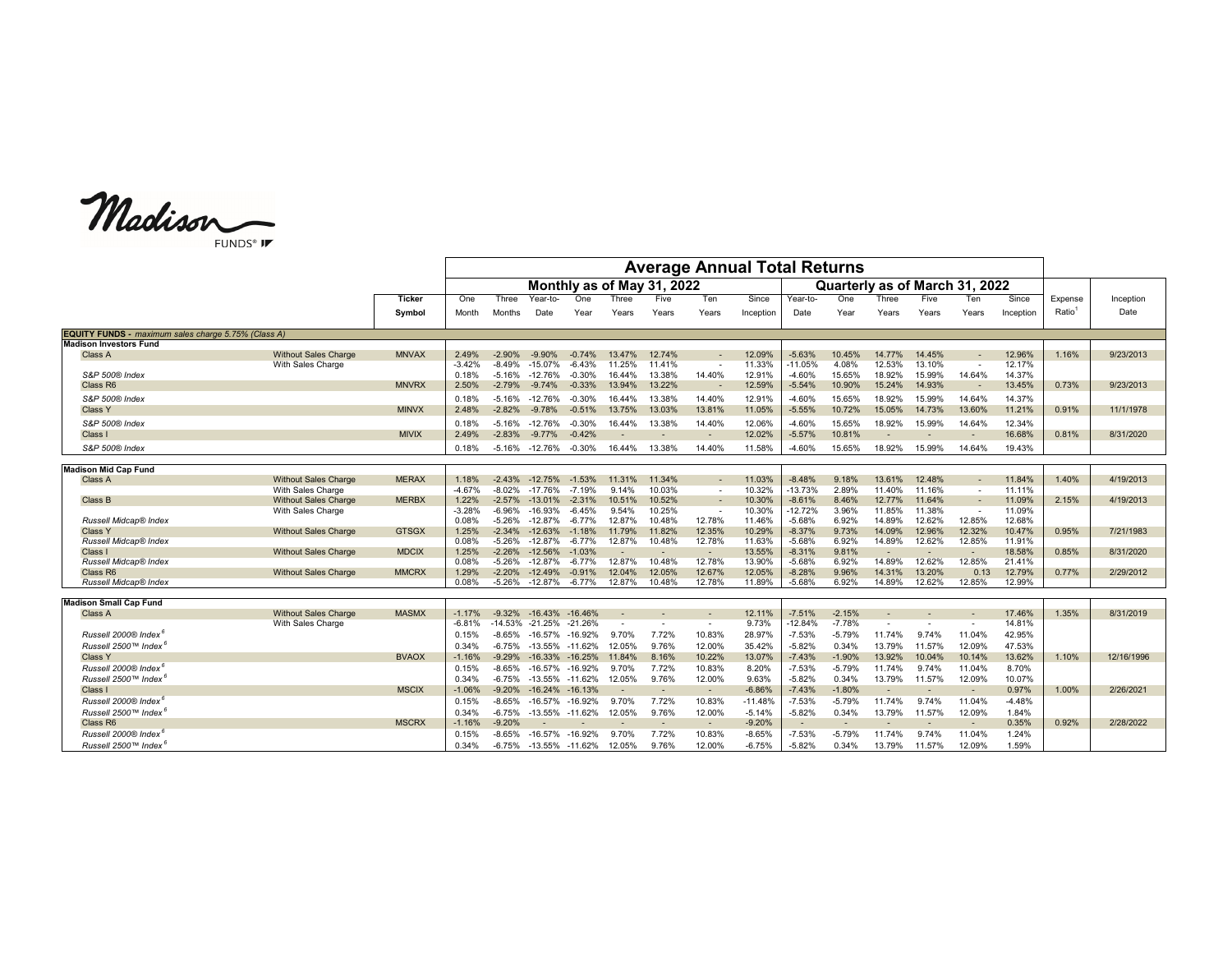Madison FUNDS®

| | | | Average Annual Total Returns | | | | | | | | | | | | | | | |
|---|---|---|---|---|---|---|---|---|---|---|---|---|---|---|---|---|---|---|
| | | | Monthly as of May 31, 2022 | | | | | | | | Quarterly as of March 31, 2022 | | | | | | | |
| | | Ticker Symbol | One Month | Three Months | Year-to-Date | One Year | Three Years | Five Years | Ten Years | Since Inception | Year-to-Date | One Year | Three Years | Five Years | Ten Years | Since Inception | Expense Ratio[1] | Inception Date |
| **EQUITY FUNDS** - *maximum sales charge 5.75% (Class A)* | | | | | | | | | | | | | | | | | | |
| **Madison Investors Fund** | | | | | | | | | | | | | | | | | | |
| Class A | Without Sales Charge | MNVAX | 2.49% | -2.90% | -9.90% | -0.74% | 13.47% | 12.74% | - | 12.09% | -5.63% | 10.45% | 14.77% | 14.45% | - | 12.96% | 1.16% | 9/23/2013 |
| | With Sales Charge | | -3.42% | -8.49% | -15.07% | -6.43% | 11.25% | 11.41% | - | 11.33% | -11.05% | 4.08% | 12.53% | 13.10% | - | 12.17% | | |
| *S&P 500® Index* | | | 0.18% | -5.16% | -12.76% | -0.30% | 16.44% | 13.38% | 14.40% | 12.91% | -4.60% | 15.65% | 18.92% | 15.99% | 14.64% | 14.37% | | |
| Class R6 | | MNVRX | 2.50% | -2.79% | -9.74% | -0.33% | 13.94% | 13.22% | - | 12.59% | -5.54% | 10.90% | 15.24% | 14.93% | - | 13.45% | 0.73% | 9/23/2013 |
| *S&P 500® Index* | | | 0.18% | -5.16% | -12.76% | -0.30% | 16.44% | 13.38% | 14.40% | 12.91% | -4.60% | 15.65% | 18.92% | 15.99% | 14.64% | 14.37% | | |
| Class Y | | MINVX | 2.48% | -2.82% | -9.78% | -0.51% | 13.75% | 13.03% | 13.81% | 11.05% | -5.55% | 10.72% | 15.05% | 14.73% | 13.60% | 11.21% | 0.91% | 11/1/1978 |
| *S&P 500® Index* | | | 0.18% | -5.16% | -12.76% | -0.30% | 16.44% | 13.38% | 14.40% | 12.06% | -4.60% | 15.65% | 18.92% | 15.99% | 14.64% | 12.34% | | |
| Class I | | MIVIX | 2.49% | -2.83% | -9.77% | -0.42% | - | - | - | 12.02% | -5.57% | 10.81% | - | - | - | 16.68% | 0.81% | 8/31/2020 |
| *S&P 500® Index* | | | 0.18% | -5.16% | -12.76% | -0.30% | 16.44% | 13.38% | 14.40% | 11.58% | -4.60% | 15.65% | 18.92% | 15.99% | 14.64% | 19.43% | | |
| **Madison Mid Cap Fund** | | | | | | | | | | | | | | | | | | |
| Class A | Without Sales Charge | MERAX | 1.18% | -2.43% | -12.75% | -1.53% | 11.31% | 11.34% | - | 11.03% | -8.48% | 9.18% | 13.61% | 12.48% | - | 11.84% | 1.40% | 4/19/2013 |
| | With Sales Charge | | -4.67% | -8.02% | -17.76% | -7.19% | 9.14% | 10.03% | - | 10.32% | -13.73% | 2.89% | 11.40% | 11.16% | - | 11.11% | | |
| Class B | Without Sales Charge | MERBX | 1.22% | -2.57% | -13.01% | -2.31% | 10.51% | 10.52% | - | 10.30% | -8.61% | 8.46% | 12.77% | 11.64% | - | 11.09% | 2.15% | 4/19/2013 |
| | With Sales Charge | | -3.28% | -6.96% | -16.93% | -6.45% | 9.54% | 10.25% | - | 10.30% | -12.72% | 3.96% | 11.85% | 11.38% | - | 11.09% | | |
| *Russell Midcap® Index* | | | 0.08% | -5.26% | -12.87% | -6.77% | 12.87% | 10.48% | 12.78% | 11.46% | -5.68% | 6.92% | 14.89% | 12.62% | 12.85% | 12.68% | | |
| Class Y | Without Sales Charge | GTSGX | 1.25% | -2.34% | -12.63% | -1.18% | 11.79% | 11.82% | 12.35% | 10.29% | -8.37% | 9.73% | 14.09% | 12.96% | 12.32% | 10.47% | 0.95% | 7/21/1983 |
| *Russell Midcap® Index* | | | 0.08% | -5.26% | -12.87% | -6.77% | 12.87% | 10.48% | 12.78% | 11.63% | -5.68% | 6.92% | 14.89% | 12.62% | 12.85% | 11.91% | | |
| Class I | Without Sales Charge | MDCIX | 1.25% | -2.26% | -12.56% | -1.03% | - | - | - | 13.55% | -8.31% | 9.81% | - | - | - | 18.58% | 0.85% | 8/31/2020 |
| *Russell Midcap® Index* | | | 0.08% | -5.26% | -12.87% | -6.77% | 12.87% | 10.48% | 12.78% | 13.90% | -5.68% | 6.92% | 14.89% | 12.62% | 12.85% | 21.41% | | |
| Class R6 | Without Sales Charge | MMCRX | 1.29% | -2.20% | -12.49% | -0.91% | 12.04% | 12.05% | 12.67% | 12.05% | -8.28% | 9.96% | 14.31% | 13.20% | 0.13 | 12.79% | 0.77% | 2/29/2012 |
| *Russell Midcap® Index* | | | 0.08% | -5.26% | -12.87% | -6.77% | 12.87% | 10.48% | 12.78% | 11.89% | -5.68% | 6.92% | 14.89% | 12.62% | 12.85% | 12.99% | | |
| **Madison Small Cap Fund** | | | | | | | | | | | | | | | | | | |
| Class A | Without Sales Charge | MASMX | -1.17% | -9.32% | -16.43% | -16.46% | - | - | - | 12.11% | -7.51% | -2.15% | - | - | - | 17.46% | 1.35% | 8/31/2019 |
| | With Sales Charge | | -6.81% | -14.53% | -21.25% | -21.26% | - | - | - | 9.73% | -12.84% | -7.78% | - | - | - | 14.81% | | |
| *Russell 2000® Index[6]* | | | 0.15% | -8.65% | -16.57% | -16.92% | 9.70% | 7.72% | 10.83% | 28.97% | -7.53% | -5.79% | 11.74% | 9.74% | 11.04% | 42.95% | | |
| *Russell 2500™ Index[6]* | | | 0.34% | -6.75% | -13.55% | -11.62% | 12.05% | 9.76% | 12.00% | 35.42% | -5.82% | 0.34% | 13.79% | 11.57% | 12.09% | 47.53% | | |
| Class Y | | BVAOX | -1.16% | -9.29% | -16.33% | -16.25% | 11.84% | 8.16% | 10.22% | 13.07% | -7.43% | -1.90% | 13.92% | 10.04% | 10.14% | 13.62% | 1.10% | 12/16/1996 |
| *Russell 2000® Index[6]* | | | 0.15% | -8.65% | -16.57% | -16.92% | 9.70% | 7.72% | 10.83% | 8.20% | -7.53% | -5.79% | 11.74% | 9.74% | 11.04% | 8.70% | | |
| *Russell 2500™ Index[6]* | | | 0.34% | -6.75% | -13.55% | -11.62% | 12.05% | 9.76% | 12.00% | 9.63% | -5.82% | 0.34% | 13.79% | 11.57% | 12.09% | 10.07% | | |
| Class I | | MSCIX | -1.06% | -9.20% | -16.24% | -16.13% | - | - | - | -6.86% | -7.43% | -1.80% | - | - | - | 0.97% | 1.00% | 2/26/2021 |
| *Russell 2000® Index[6]* | | | 0.15% | -8.65% | -16.57% | -16.92% | 9.70% | 7.72% | 10.83% | -11.48% | -7.53% | -5.79% | 11.74% | 9.74% | 11.04% | -4.48% | | |
| *Russell 2500™ Index[6]* | | | 0.34% | -6.75% | -13.55% | -11.62% | 12.05% | 9.76% | 12.00% | -5.14% | -5.82% | 0.34% | 13.79% | 11.57% | 12.09% | 1.84% | | |
| Class R6 | | MSCRX | -1.16% | -9.20% | - | - | - | - | - | -9.20% | - | - | - | - | - | 0.35% | 0.92% | 2/28/2022 |
| *Russell 2000® Index[6]* | | | 0.15% | -8.65% | -16.57% | -16.92% | 9.70% | 7.72% | 10.83% | -8.65% | -7.53% | -5.79% | 11.74% | 9.74% | 11.04% | 1.24% | | |
| *Russell 2500™ Index[6]* | | | 0.34% | -6.75% | -13.55% | -11.62% | 12.05% | 9.76% | 12.00% | -6.75% | -5.82% | 0.34% | 13.79% | 11.57% | 12.09% | 1.59% | | |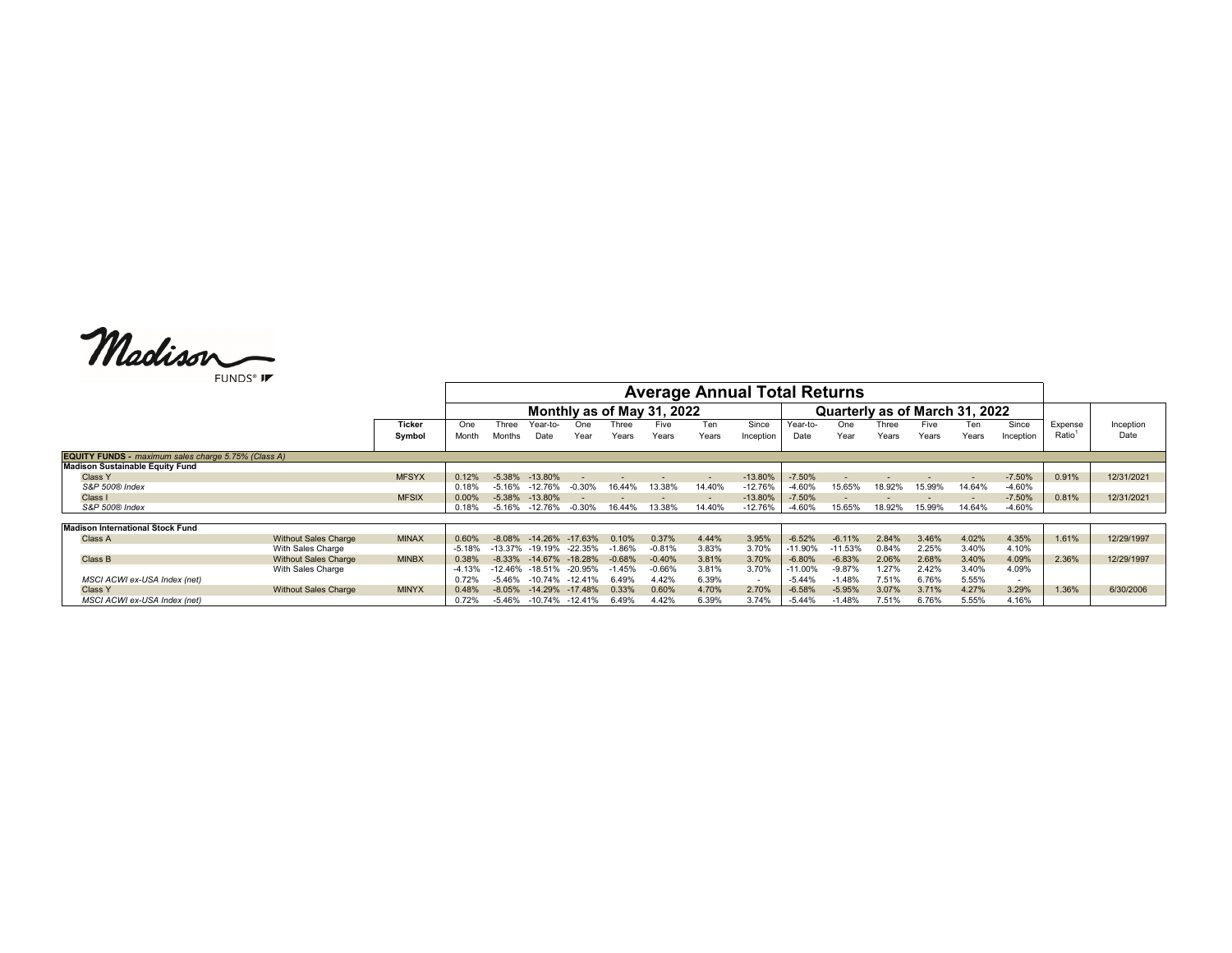Madison FUNDS®

| | | | Average Annual Total Returns | | | | | | | | | | | | | | | | |
|---|---|---|---|---|---|---|---|---|---|---|---|---|---|---|---|---|---|---|---|
| | | | Monthly as of May 31, 2022 | | | | | | | | Quarterly as of March 31, 2022 | | | | | | | |
| | | Ticker Symbol | One Month | Three Months | Year-to-Date | One Year | Three Years | Five Years | Ten Years | Since Inception | Year-to-Date | One Year | Three Years | Five Years | Ten Years | Since Inception | Expense Ratio[1] | Inception Date |
| **EQUITY FUNDS** - *maximum sales charge 5.75% (Class A)* | | | | | | | | | | | | | | | | | | |
| **Madison Sustainable Equity Fund** | | | | | | | | | | | | | | | | | | |
| Class Y | | MFSYX | 0.12% | -5.38% | -13.80% | - | - | - | - | -13.80% | -7.50% | - | - | - | - | -7.50% | 0.91% | 12/31/2021 |
| *S&P 500® Index* | | | 0.18% | -5.16% | -12.76% | -0.30% | 16.44% | 13.38% | 14.40% | -12.76% | -4.60% | 15.65% | 18.92% | 15.99% | 14.64% | -4.60% | | |
| Class I | | MFSIX | 0.00% | -5.38% | -13.80% | - | - | - | - | -13.80% | -7.50% | - | - | - | - | -7.50% | 0.81% | 12/31/2021 |
| *S&P 500® Index* | | | 0.18% | -5.16% | -12.76% | -0.30% | 16.44% | 13.38% | 14.40% | -12.76% | -4.60% | 15.65% | 18.92% | 15.99% | 14.64% | -4.60% | | |
| **Madison International Stock Fund** | | | | | | | | | | | | | | | | | | |
| Class A | Without Sales Charge | MINAX | 0.60% | -8.08% | -14.26% | -17.63% | 0.10% | 0.37% | 4.44% | 3.95% | -6.52% | -6.11% | 2.84% | 3.46% | 4.02% | 4.35% | 1.61% | 12/29/1997 |
| | With Sales Charge | | -5.18% | -13.37% | -19.19% | -22.35% | -1.86% | -0.81% | 3.83% | 3.70% | -11.90% | -11.53% | 0.84% | 2.25% | 3.40% | 4.10% | | |
| Class B | Without Sales Charge | MINBX | 0.38% | -8.33% | -14.67% | -18.28% | -0.68% | -0.40% | 3.81% | 3.70% | -6.80% | -6.83% | 2.06% | 2.68% | 3.40% | 4.09% | 2.36% | 12/29/1997 |
| | With Sales Charge | | -4.13% | -12.46% | -18.51% | -20.95% | -1.45% | -0.66% | 3.81% | 3.70% | -11.00% | -9.87% | 1.27% | 2.42% | 3.40% | 4.09% | | |
| *MSCI ACWI ex-USA Index (net)* | | | 0.72% | -5.46% | -10.74% | -12.41% | 6.49% | 4.42% | 6.39% | - | -5.44% | -1.48% | 7.51% | 6.76% | 5.55% | - | | |
| Class Y | Without Sales Charge | MINYX | 0.48% | -8.05% | -14.29% | -17.48% | 0.33% | 0.60% | 4.70% | 2.70% | -6.58% | -5.95% | 3.07% | 3.71% | 4.27% | 3.29% | 1.36% | 6/30/2006 |
| *MSCI ACWI ex-USA Index (net)* | | | 0.72% | -5.46% | -10.74% | -12.41% | 6.49% | 4.42% | 6.39% | 3.74% | -5.44% | -1.48% | 7.51% | 6.76% | 5.55% | 4.16% | | |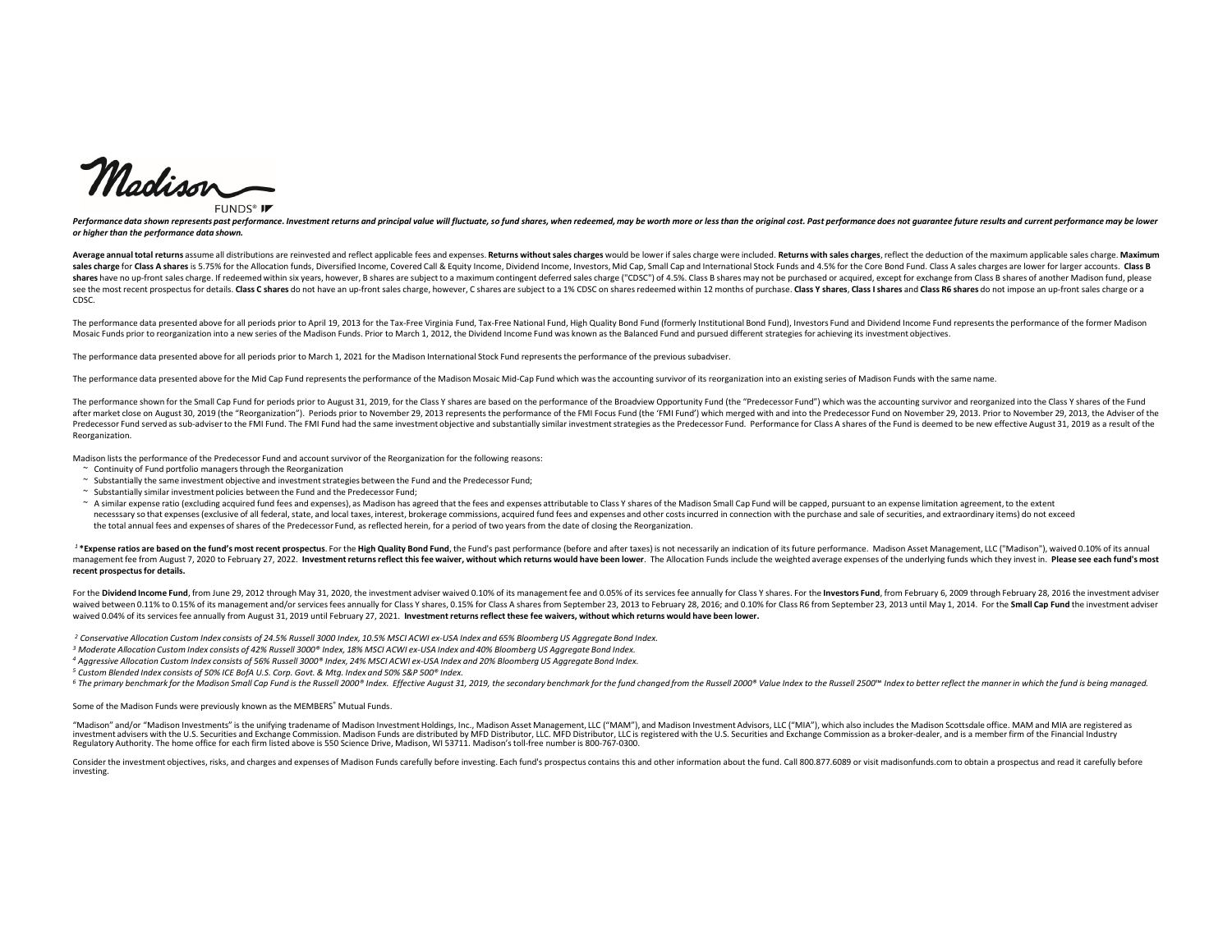Madison FUNDS®

***Performance data shown represents past performance. Investment returns and principal value will fluctuate, so fund shares, when redeemed, may be worth more or less than the original cost. Past performance does not guarantee future results and current performance may be lower or higher than the performance data shown.***

**Average annual total returns** assume all distributions are reinvested and reflect applicable fees and expenses. **Returns without sales charges** would be lower if sales charge were included. **Returns with sales charges**, reflect the deduction of the maximum applicable sales charge. **Maximum sales charge** for **Class A shares** is 5.75% for the Allocation funds, Diversified Income, Covered Call & Equity Income, Dividend Income, Investors, Mid Cap, Small Cap and International Stock Funds and 4.5% for the Core Bond Fund. Class A sales charges are lower for larger accounts. **Class B shares** have no up-front sales charge. If redeemed within six years, however, B shares are subject to a maximum contingent deferred sales charge ("CDSC") of 4.5%. Class B shares may not be purchased or acquired, except for exchange from Class B shares of another Madison fund, please see the most recent prospectus for details. **Class C shares** do not have an up-front sales charge, however, C shares are subject to a 1% CDSC on shares redeemed within 12 months of purchase. **Class Y shares**, **Class I shares** and **Class R6 shares** do not impose an up-front sales charge or a CDSC.

The performance data presented above for all periods prior to April 19, 2013 for the Tax-Free Virginia Fund, Tax-Free National Fund, High Quality Bond Fund (formerly Institutional Bond Fund), Investors Fund and Dividend Income Fund represents the performance of the former Madison Mosaic Funds prior to reorganization into a new series of the Madison Funds. Prior to March 1, 2012, the Dividend Income Fund was known as the Balanced Fund and pursued different strategies for achieving its investment objectives.

The performance data presented above for all periods prior to March 1, 2021 for the Madison International Stock Fund represents the performance of the previous subadviser.

The performance data presented above for the Mid Cap Fund represents the performance of the Madison Mosaic Mid-Cap Fund which was the accounting survivor of its reorganization into an existing series of Madison Funds with the same name.

The performance shown for the Small Cap Fund for periods prior to August 31, 2019, for the Class Y shares are based on the performance of the Broadview Opportunity Fund (the "Predecessor Fund") which was the accounting survivor and reorganized into the Class Y shares of the Fund after market close on August 30, 2019 (the "Reorganization"). Periods prior to November 29, 2013 represents the performance of the FMI Focus Fund (the 'FMI Fund') which merged with and into the Predecessor Fund on November 29, 2013. Prior to November 29, 2013, the Adviser of the Predecessor Fund served as sub-adviser to the FMI Fund. The FMI Fund had the same investment objective and substantially similar investment strategies as the Predecessor Fund. Performance for Class A shares of the Fund is deemed to be new effective August 31, 2019 as a result of the Reorganization.

Madison lists the performance of the Predecessor Fund and account survivor of the Reorganization for the following reasons:

- ~ Continuity of Fund portfolio managers through the Reorganization
- ~ Substantially the same investment objective and investment strategies between the Fund and the Predecessor Fund;
- ~ Substantially similar investment policies between the Fund and the Predecessor Fund;
- ~ A similar expense ratio (excluding acquired fund fees and expenses), as Madison has agreed that the fees and expenses attributable to Class Y shares of the Madison Small Cap Fund will be capped, pursuant to an expense limitation agreement, to the extent necesssary so that expenses (exclusive of all federal, state, and local taxes, interest, brokerage commissions, acquired fund fees and expenses and other costs incurred in connection with the purchase and sale of securities, and extraordinary items) do not exceed the total annual fees and expenses of shares of the Predecessor Fund, as reflected herein, for a period of two years from the date of closing the Reorganization.

[1] **\*Expense ratios are based on the fund's most recent prospectus**. For the **High Quality Bond Fund**, the Fund's past performance (before and after taxes) is not necessarily an indication of its future performance. Madison Asset Management, LLC ("Madison"), waived 0.10% of its annual management fee from August 7, 2020 to February 27, 2022. **Investment returns reflect this fee waiver, without which returns would have been lower**. The Allocation Funds include the weighted average expenses of the underlying funds which they invest in. **Please see each fund's most recent prospectus for details.**

For the **Dividend Income Fund**, from June 29, 2012 through May 31, 2020, the investment adviser waived 0.10% of its management fee and 0.05% of its services fee annually for Class Y shares. For the **Investors Fund**, from February 6, 2009 through February 28, 2016 the investment adviser waived between 0.11% to 0.15% of its management and/or services fees annually for Class Y shares, 0.15% for Class A shares from September 23, 2013 to February 28, 2016; and 0.10% for Class R6 from September 23, 2013 until May 1, 2014. For the **Small Cap Fund** the investment adviser waived 0.04% of its services fee annually from August 31, 2019 until February 27, 2021. **Investment returns reflect these fee waivers, without which returns would have been lower.**

*[2] Conservative Allocation Custom Index consists of 24.5% Russell 3000 Index, 10.5% MSCI ACWI ex-USA Index and 65% Bloomberg US Aggregate Bond Index.*

*[3] Moderate Allocation Custom Index consists of 42% Russell 3000® Index, 18% MSCI ACWI ex-USA Index and 40% Bloomberg US Aggregate Bond Index.*

*[4] Aggressive Allocation Custom Index consists of 56% Russell 3000® Index, 24% MSCI ACWI ex-USA Index and 20% Bloomberg US Aggregate Bond Index.*

*[5] Custom Blended Index consists of 50% ICE BofA U.S. Corp. Govt. & Mtg. Index and 50% S&P 500® Index.*

*[6] The primary benchmark for the Madison Small Cap Fund is the Russell 2000® Index. Effective August 31, 2019, the secondary benchmark for the fund changed from the Russell 2000® Value Index to the Russell 2500™ Index to better reflect the manner in which the fund is being managed.*

Some of the Madison Funds were previously known as the MEMBERS® Mutual Funds.

"Madison" and/or "Madison Investments" is the unifying tradename of Madison Investment Holdings, Inc., Madison Asset Management, LLC ("MAM"), and Madison Investment Advisors, LLC ("MIA"), which also includes the Madison Scottsdale office. MAM and MIA are registered as investment advisers with the U.S. Securities and Exchange Commission. Madison Funds are distributed by MFD Distributor, LLC. MFD Distributor, LLC is registered with the U.S. Securities and Exchange Commission as a broker-dealer, and is a member firm of the Financial Industry Regulatory Authority. The home office for each firm listed above is 550 Science Drive, Madison, WI 53711. Madison's toll-free number is 800-767-0300.

Consider the investment objectives, risks, and charges and expenses of Madison Funds carefully before investing. Each fund's prospectus contains this and other information about the fund. Call 800.877.6089 or visit madisonfunds.com to obtain a prospectus and read it carefully before investing.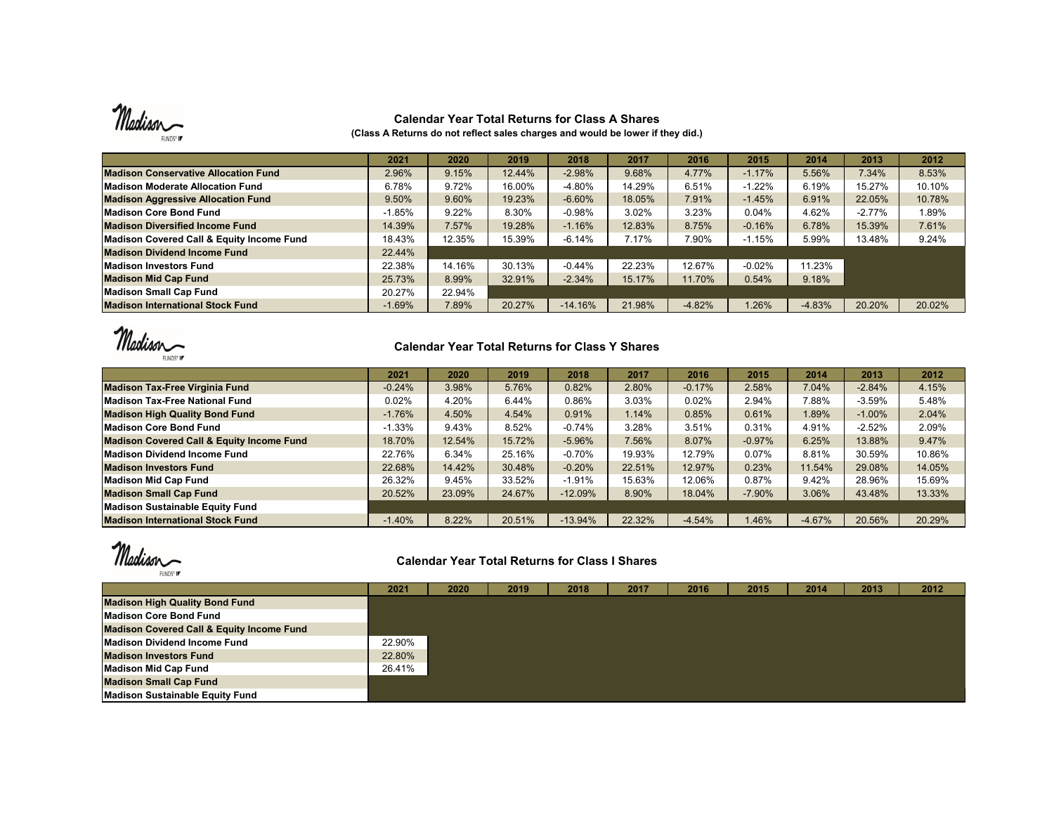## Calendar Year Total Returns for Class A Shares

**(Class A Returns do not reflect sales charges and would be lower if they did.)**

| | 2021 | 2020 | 2019 | 2018 | 2017 | 2016 | 2015 | 2014 | 2013 | 2012 |
|---|---|---|---|---|---|---|---|---|---|---|
| **Madison Conservative Allocation Fund** | 2.96% | 9.15% | 12.44% | -2.98% | 9.68% | 4.77% | -1.17% | 5.56% | 7.34% | 8.53% |
| **Madison Moderate Allocation Fund** | 6.78% | 9.72% | 16.00% | -4.80% | 14.29% | 6.51% | -1.22% | 6.19% | 15.27% | 10.10% |
| **Madison Aggressive Allocation Fund** | 9.50% | 9.60% | 19.23% | -6.60% | 18.05% | 7.91% | -1.45% | 6.91% | 22.05% | 10.78% |
| **Madison Core Bond Fund** | -1.85% | 9.22% | 8.30% | -0.98% | 3.02% | 3.23% | 0.04% | 4.62% | -2.77% | 1.89% |
| **Madison Diversified Income Fund** | 14.39% | 7.57% | 19.28% | -1.16% | 12.83% | 8.75% | -0.16% | 6.78% | 15.39% | 7.61% |
| **Madison Covered Call & Equity Income Fund** | 18.43% | 12.35% | 15.39% | -6.14% | 7.17% | 7.90% | -1.15% | 5.99% | 13.48% | 9.24% |
| **Madison Dividend Income Fund** | 22.44% | | | | | | | | | |
| **Madison Investors Fund** | 22.38% | 14.16% | 30.13% | -0.44% | 22.23% | 12.67% | -0.02% | 11.23% | | |
| **Madison Mid Cap Fund** | 25.73% | 8.99% | 32.91% | -2.34% | 15.17% | 11.70% | 0.54% | 9.18% | | |
| **Madison Small Cap Fund** | 20.27% | 22.94% | | | | | | | | |
| **Madison International Stock Fund** | -1.69% | 7.89% | 20.27% | -14.16% | 21.98% | -4.82% | 1.26% | -4.83% | 20.20% | 20.02% |

## Calendar Year Total Returns for Class Y Shares

| | 2021 | 2020 | 2019 | 2018 | 2017 | 2016 | 2015 | 2014 | 2013 | 2012 |
|---|---|---|---|---|---|---|---|---|---|---|
| **Madison Tax-Free Virginia Fund** | -0.24% | 3.98% | 5.76% | 0.82% | 2.80% | -0.17% | 2.58% | 7.04% | -2.84% | 4.15% |
| **Madison Tax-Free National Fund** | 0.02% | 4.20% | 6.44% | 0.86% | 3.03% | 0.02% | 2.94% | 7.88% | -3.59% | 5.48% |
| **Madison High Quality Bond Fund** | -1.76% | 4.50% | 4.54% | 0.91% | 1.14% | 0.85% | 0.61% | 1.89% | -1.00% | 2.04% |
| **Madison Core Bond Fund** | -1.33% | 9.43% | 8.52% | -0.74% | 3.28% | 3.51% | 0.31% | 4.91% | -2.52% | 2.09% |
| **Madison Covered Call & Equity Income Fund** | 18.70% | 12.54% | 15.72% | -5.96% | 7.56% | 8.07% | -0.97% | 6.25% | 13.88% | 9.47% |
| **Madison Dividend Income Fund** | 22.76% | 6.34% | 25.16% | -0.70% | 19.93% | 12.79% | 0.07% | 8.81% | 30.59% | 10.86% |
| **Madison Investors Fund** | 22.68% | 14.42% | 30.48% | -0.20% | 22.51% | 12.97% | 0.23% | 11.54% | 29.08% | 14.05% |
| **Madison Mid Cap Fund** | 26.32% | 9.45% | 33.52% | -1.91% | 15.63% | 12.06% | 0.87% | 9.42% | 28.96% | 15.69% |
| **Madison Small Cap Fund** | 20.52% | 23.09% | 24.67% | -12.09% | 8.90% | 18.04% | -7.90% | 3.06% | 43.48% | 13.33% |
| **Madison Sustainable Equity Fund** | | | | | | | | | | |
| **Madison International Stock Fund** | -1.40% | 8.22% | 20.51% | -13.94% | 22.32% | -4.54% | 1.46% | -4.67% | 20.56% | 20.29% |

## Calendar Year Total Returns for Class I Shares

| | 2021 | 2020 | 2019 | 2018 | 2017 | 2016 | 2015 | 2014 | 2013 | 2012 |
|---|---|---|---|---|---|---|---|---|---|---|
| **Madison High Quality Bond Fund** | | | | | | | | | | |
| **Madison Core Bond Fund** | | | | | | | | | | |
| **Madison Covered Call & Equity Income Fund** | | | | | | | | | | |
| **Madison Dividend Income Fund** | 22.90% | | | | | | | | | |
| **Madison Investors Fund** | 22.80% | | | | | | | | | |
| **Madison Mid Cap Fund** | 26.41% | | | | | | | | | |
| **Madison Small Cap Fund** | | | | | | | | | | |
| **Madison Sustainable Equity Fund** | | | | | | | | | | |